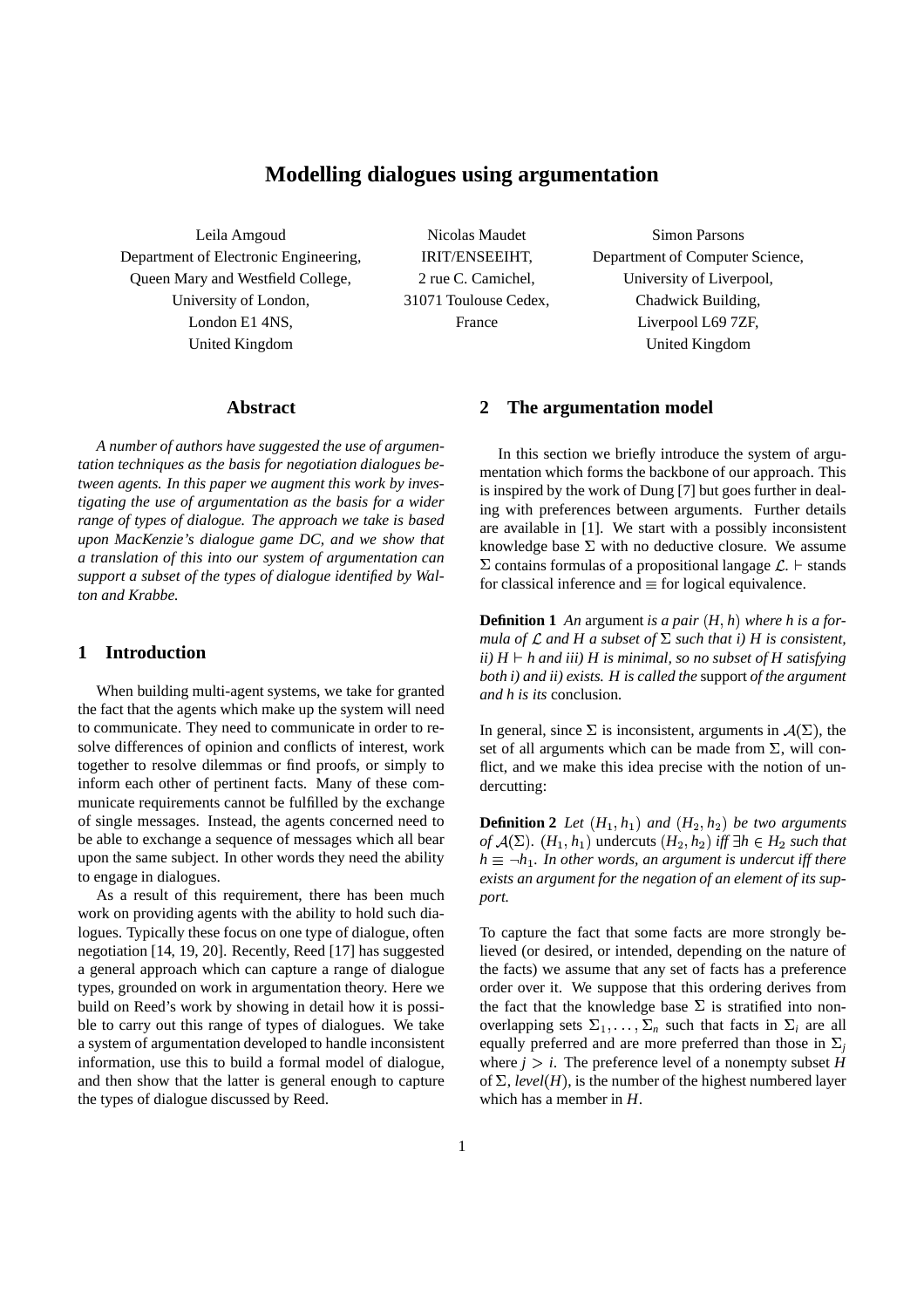# Modelling dialogues using argumentation

Leila Amgoud
Department of Electronic Engineering,
Queen Mary and Westfield College,
University of London,
London E1 4NS,
United Kingdom

Nicolas Maudet
IRIT/ENSEEIHT,
2 rue C. Camichel,
31071 Toulouse Cedex,
France

Simon Parsons
Department of Computer Science,
University of Liverpool,
Chadwick Building,
Liverpool L69 7ZF,
United Kingdom

## Abstract

*A number of authors have suggested the use of argumentation techniques as the basis for negotiation dialogues between agents. In this paper we augment this work by investigating the use of argumentation as the basis for a wider range of types of dialogue. The approach we take is based upon MacKenzie's dialogue game DC, and we show that a translation of this into our system of argumentation can support a subset of the types of dialogue identified by Walton and Krabbe.*

## 1 Introduction

When building multi-agent systems, we take for granted the fact that the agents which make up the system will need to communicate. They need to communicate in order to resolve differences of opinion and conflicts of interest, work together to resolve dilemmas or find proofs, or simply to inform each other of pertinent facts. Many of these communicate requirements cannot be fulfilled by the exchange of single messages. Instead, the agents concerned need to be able to exchange a sequence of messages which all bear upon the same subject. In other words they need the ability to engage in dialogues.

As a result of this requirement, there has been much work on providing agents with the ability to hold such dialogues. Typically these focus on one type of dialogue, often negotiation [14, 19, 20]. Recently, Reed [17] has suggested a general approach which can capture a range of dialogue types, grounded on work in argumentation theory. Here we build on Reed's work by showing in detail how it is possible to carry out this range of types of dialogues. We take a system of argumentation developed to handle inconsistent information, use this to build a formal model of dialogue, and then show that the latter is general enough to capture the types of dialogue discussed by Reed.

## 2 The argumentation model

In this section we briefly introduce the system of argumentation which forms the backbone of our approach. This is inspired by the work of Dung [7] but goes further in dealing with preferences between arguments. Further details are available in [1]. We start with a possibly inconsistent knowledge base $\Sigma$ with no deductive closure. We assume $\Sigma$ contains formulas of a propositional langage $\mathcal{L}$. $\vdash$ stands for classical inference and $\equiv$ for logical equivalence.

**Definition 1** *An* argument *is a pair $(H, h)$ where h is a formula of $\mathcal{L}$ and H a subset of $\Sigma$ such that i) H is consistent, ii) $H \vdash h$ and iii) H is minimal, so no subset of H satisfying both i) and ii) exists. H is called the* support *of the argument and h is its* conclusion*.*

In general, since $\Sigma$ is inconsistent, arguments in $\mathcal{A}(\Sigma)$, the set of all arguments which can be made from $\Sigma$, will conflict, and we make this idea precise with the notion of undercutting:

**Definition 2** *Let $(H_1, h_1)$ and $(H_2, h_2)$ be two arguments of $\mathcal{A}(\Sigma)$. $(H_1, h_1)$* undercuts *$(H_2, h_2)$ iff $\exists h \in H_2$ such that $h \equiv \neg h_1$. In other words, an argument is undercut iff there exists an argument for the negation of an element of its support.*

To capture the fact that some facts are more strongly believed (or desired, or intended, depending on the nature of the facts) we assume that any set of facts has a preference order over it. We suppose that this ordering derives from the fact that the knowledge base $\Sigma$ is stratified into non-overlapping sets $\Sigma_1, \ldots, \Sigma_n$ such that facts in $\Sigma_i$ are all equally preferred and are more preferred than those in $\Sigma_j$ where $j > i$. The preference level of a nonempty subset $H$ of $\Sigma$, *level*$(H)$, is the number of the highest numbered layer which has a member in $H$.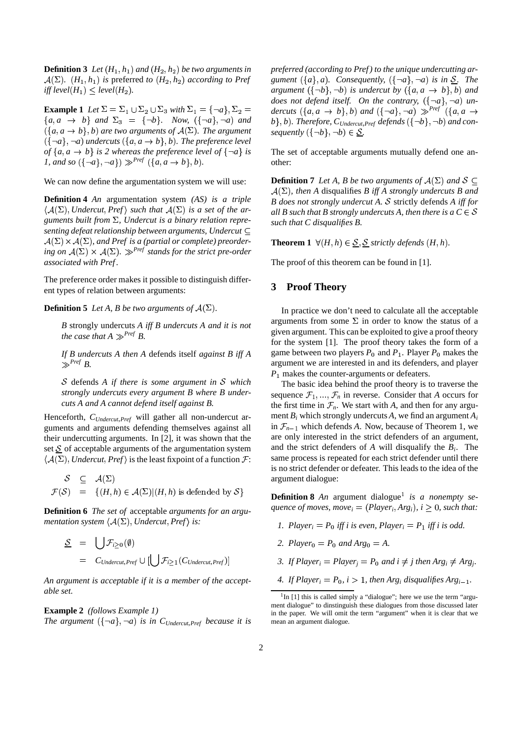**Definition 3** *Let $(H_1, h_1)$ and $(H_2, h_2)$ be two arguments in $\mathcal{A}(\Sigma)$. $(H_1, h_1)$ is* preferred *to $(H_2, h_2)$ according to Pref iff level$(H_1) \leq$ level$(H_2)$.*

**Example 1** *Let $\Sigma = \Sigma_1 \cup \Sigma_2 \cup \Sigma_3$ with $\Sigma_1 = \{\neg a\}, \Sigma_2 = \{a, a \rightarrow b\}$ and $\Sigma_3 = \{\neg b\}$. Now, $(\{\neg a\}, \neg a)$ and $(\{a, a \rightarrow b\}, b)$ are two arguments of $\mathcal{A}(\Sigma)$. The argument $(\{\neg a\}, \neg a)$ undercuts $(\{a, a \rightarrow b\}, b)$. The preference level of $\{a, a \rightarrow b\}$ is 2 whereas the preference level of $\{\neg a\}$ is 1, and so $(\{\neg a\}, \neg a\}) \gg^{Pref} (\{a, a \rightarrow b\}, b)$.*

We can now define the argumentation system we will use:

**Definition 4** *An* argumentation system *(AS) is a triple $\langle \mathcal{A}(\Sigma), Undercut, Pref \rangle$ such that $\mathcal{A}(\Sigma)$ is a set of the arguments built from $\Sigma$, Undercut is a binary relation representing defeat relationship between arguments, Undercut $\subseteq \mathcal{A}(\Sigma) \times \mathcal{A}(\Sigma)$, and Pref is a (partial or complete) preordering on $\mathcal{A}(\Sigma) \times \mathcal{A}(\Sigma)$. $\gg^{Pref}$ stands for the strict pre-order associated with Pref.*

The preference order makes it possible to distinguish different types of relation between arguments:

**Definition 5** *Let A, B be two arguments of $\mathcal{A}(\Sigma)$.*

> *B* strongly undercuts *A iff B undercuts A and it is not the case that $A \gg^{Pref} B$.*
>
> *If B undercuts A then A* defends itself *against B iff $A \gg^{Pref} B$.*
>
> *$\mathcal{S}$* defends *A if there is some argument in $\mathcal{S}$ which strongly undercuts every argument B where B undercuts A and A cannot defend itself against B.*

Henceforth, $C_{Undercut,Pref}$ will gather all non-undercut arguments and arguments defending themselves against all their undercutting arguments. In [2], it was shown that the set $\underline{\mathcal{S}}$ of acceptable arguments of the argumentation system $\langle \mathcal{A}(\Sigma), Undercut, Pref \rangle$ is the least fixpoint of a function $\mathcal{F}$:

$$
\begin{aligned}
\mathcal{S} &\subseteq \mathcal{A}(\Sigma) \\
\mathcal{F}(\mathcal{S}) &= \{(H, h) \in \mathcal{A}(\Sigma) | (H, h) \text{ is defended by } \mathcal{S}\}
\end{aligned}
$$

**Definition 6** *The set of* acceptable *arguments for an argumentation system $\langle \mathcal{A}(\Sigma), Undercut, Pref \rangle$ is:*

$$
\begin{aligned}
\underline{\mathcal{S}} &= \bigcup \mathcal{F}_{i \geq 0}(\emptyset) \\
&= C_{Undercut,Pref} \cup [\bigcup \mathcal{F}_{i \geq 1}(C_{Undercut,Pref})]
\end{aligned}
$$

*An argument is acceptable if it is a member of the acceptable set.*

**Example 2** *(follows Example 1)*
*The argument $(\{\neg a\}, \neg a)$ is in $C_{Undercut,Pref}$ because it is preferred (according to Pref) to the unique undercutting argument $(\{a\}, a)$. Consequently, $(\{\neg a\}, \neg a)$ is in $\underline{\mathcal{S}}$. The argument $(\{\neg b\}, \neg b)$ is undercut by $(\{a, a \rightarrow b\}, b)$ and does not defend itself. On the contrary, $(\{\neg a\}, \neg a)$ undercuts $(\{a, a \rightarrow b\}, b)$ and $(\{\neg a\}, \neg a) \gg^{Pref} (\{a, a \rightarrow b\}, b)$. Therefore, $C_{Undercut,Pref}$ defends $(\{\neg b\}, \neg b)$ and consequently $(\{\neg b\}, \neg b) \in \underline{\mathcal{S}}$.*

The set of acceptable arguments mutually defend one another:

**Definition 7** *Let A, B be two arguments of $\mathcal{A}(\Sigma)$ and $\mathcal{S} \subseteq \mathcal{A}(\Sigma)$, then A* disqualifies *B iff A strongly undercuts B and B does not strongly undercut A. $\mathcal{S}$* strictly defends *A iff for all B such that B strongly undercuts A, then there is a $C \in \mathcal{S}$ such that C disqualifies B.*

**Theorem 1** *$\forall (H, h) \in \underline{\mathcal{S}}, \underline{\mathcal{S}}$ strictly defends $(H, h)$.*

The proof of this theorem can be found in [1].

## 3 Proof Theory

In practice we don't need to calculate all the acceptable arguments from some $\Sigma$ in order to know the status of a given argument. This can be exploited to give a proof theory for the system [1]. The proof theory takes the form of a game between two players $P_0$ and $P_1$. Player $P_0$ makes the argument we are interested in and its defenders, and player $P_1$ makes the counter-arguments or defeaters.

The basic idea behind the proof theory is to traverse the sequence $\mathcal{F}_1, ..., \mathcal{F}_n$ in reverse. Consider that $A$ occurs for the first time in $\mathcal{F}_n$. We start with $A$, and then for any argument $B_i$ which strongly undercuts $A$, we find an argument $A_i$ in $\mathcal{F}_{n-1}$ which defends $A$. Now, because of Theorem 1, we are only interested in the strict defenders of an argument, and the strict defenders of $A$ will disqualify the $B_i$. The same process is repeated for each strict defender until there is no strict defender or defeater. This leads to the idea of the argument dialogue:

**Definition 8** *An* argument dialogue[1] *is a nonempty sequence of moves, $move_i = (Player_i, Arg_i)$, $i \geq 0$, such that:*

1. *$Player_i = P_0$ iff i is even, $Player_i = P_1$ iff i is odd.*
2. *$Player_0 = P_0$ and $Arg_0 = A$.*
3. *If $Player_i = Player_j = P_0$ and $i \neq j$ then $Arg_i \neq Arg_j$.*
4. *If $Player_i = P_0$, $i > 1$, then $Arg_i$ disqualifies $Arg_{i-1}$.*

[1] In [1] this is called simply a "dialogue"; here we use the term "argument dialogue" to dinstinguish these dialogues from those discussed later in the paper. We will omit the term "argument" when it is clear that we mean an argument dialogue.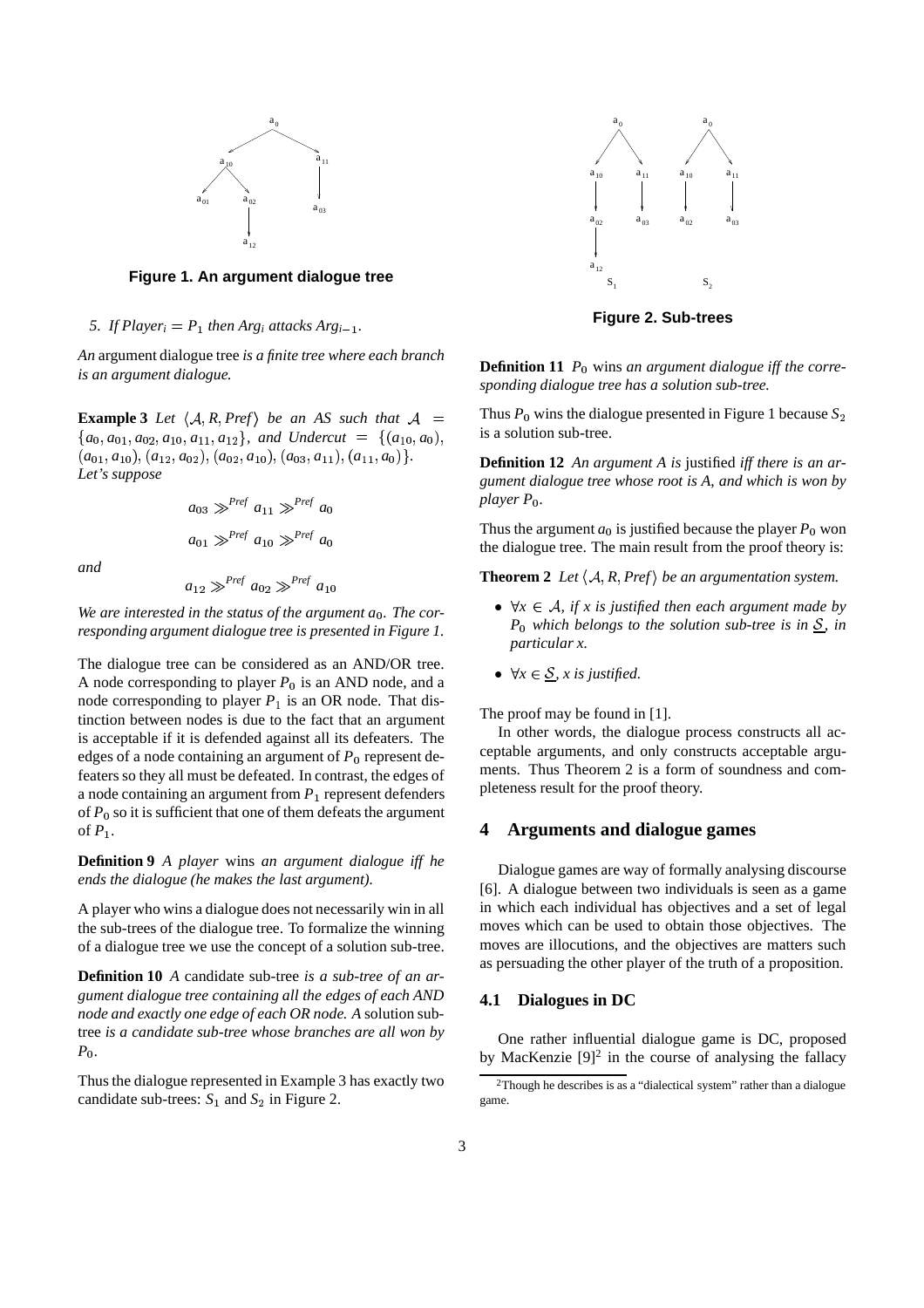**Figure 1. An argument dialogue tree**

5. *If $Player_i = P_1$ then $Arg_i$ attacks $Arg_{i-1}$.*

*An* argument dialogue tree *is a finite tree where each branch is an argument dialogue.*

**Example 3** *Let $\langle \mathcal{A}, R, Pref \rangle$ be an AS such that $\mathcal{A} = \{a_0, a_{01}, a_{02}, a_{10}, a_{11}, a_{12}\}$, and $Undercut = \{(a_{10}, a_0), (a_{01}, a_{10}), (a_{12}, a_{02}), (a_{02}, a_{10}), (a_{03}, a_{11}), (a_{11}, a_0)\}$. Let's suppose*

$$a_{03} \gg^{Pref} a_{11} \gg^{Pref} a_0$$

$$a_{01} \gg^{Pref} a_{10} \gg^{Pref} a_0$$

*and*

$$a_{12} \gg^{Pref} a_{02} \gg^{Pref} a_{10}$$

*We are interested in the status of the argument $a_0$. The corresponding argument dialogue tree is presented in Figure 1.*

The dialogue tree can be considered as an AND/OR tree. A node corresponding to player $P_0$ is an AND node, and a node corresponding to player $P_1$ is an OR node. That distinction between nodes is due to the fact that an argument is acceptable if it is defended against all its defeaters. The edges of a node containing an argument of $P_0$ represent defeaters so they all must be defeated. In contrast, the edges of a node containing an argument from $P_1$ represent defenders of $P_0$ so it is sufficient that one of them defeats the argument of $P_1$.

**Definition 9** *A player* wins *an argument dialogue iff he ends the dialogue (he makes the last argument).*

A player who wins a dialogue does not necessarily win in all the sub-trees of the dialogue tree. To formalize the winning of a dialogue tree we use the concept of a solution sub-tree.

**Definition 10** *A* candidate sub-tree *is a sub-tree of an argument dialogue tree containing all the edges of each AND node and exactly one edge of each OR node. A* solution sub-tree *is a candidate sub-tree whose branches are all won by $P_0$.*

Thus the dialogue represented in Example 3 has exactly two candidate sub-trees: $S_1$ and $S_2$ in Figure 2.

**Figure 2. Sub-trees**

**Definition 11** $P_0$ wins *an argument dialogue iff the corresponding dialogue tree has a solution sub-tree.*

Thus $P_0$ wins the dialogue presented in Figure 1 because $S_2$ is a solution sub-tree.

**Definition 12** *An argument A is* justified *iff there is an argument dialogue tree whose root is A, and which is won by player $P_0$.*

Thus the argument $a_0$ is justified because the player $P_0$ won the dialogue tree. The main result from the proof theory is:

**Theorem 2** *Let $\langle \mathcal{A}, R, Pref \rangle$ be an argumentation system.*

- *$\forall x \in \mathcal{A}$, if x is justified then each argument made by $P_0$ which belongs to the solution sub-tree is in $\underline{\mathcal{S}}$, in particular x.*
- *$\forall x \in \underline{\mathcal{S}}$, x is justified.*

The proof may be found in [1].

In other words, the dialogue process constructs all acceptable arguments, and only constructs acceptable arguments. Thus Theorem 2 is a form of soundness and completeness result for the proof theory.

## 4 Arguments and dialogue games

Dialogue games are way of formally analysing discourse [6]. A dialogue between two individuals is seen as a game in which each individual has objectives and a set of legal moves which can be used to obtain those objectives. The moves are illocutions, and the objectives are matters such as persuading the other player of the truth of a proposition.

### 4.1 Dialogues in DC

One rather influential dialogue game is DC, proposed by MacKenzie [9][2] in the course of analysing the fallacy

[2] Though he describes is as a "dialectical system" rather than a dialogue game.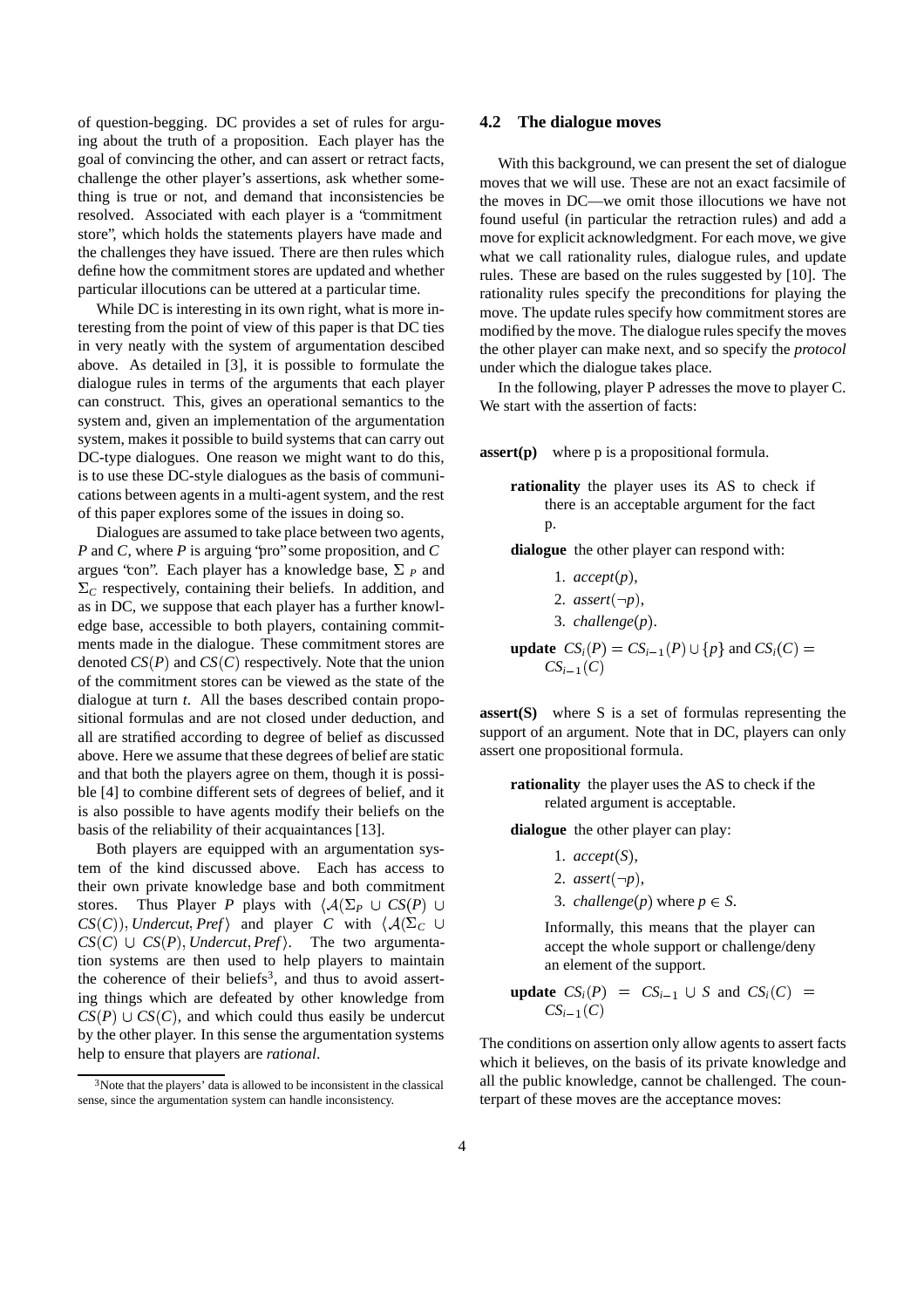of question-begging. DC provides a set of rules for arguing about the truth of a proposition. Each player has the goal of convincing the other, and can assert or retract facts, challenge the other player's assertions, ask whether something is true or not, and demand that inconsistencies be resolved. Associated with each player is a "commitment store", which holds the statements players have made and the challenges they have issued. There are then rules which define how the commitment stores are updated and whether particular illocutions can be uttered at a particular time.

While DC is interesting in its own right, what is more interesting from the point of view of this paper is that DC ties in very neatly with the system of argumentation descibed above. As detailed in [3], it is possible to formulate the dialogue rules in terms of the arguments that each player can construct. This, gives an operational semantics to the system and, given an implementation of the argumentation system, makes it possible to build systems that can carry out DC-type dialogues. One reason we might want to do this, is to use these DC-style dialogues as the basis of communications between agents in a multi-agent system, and the rest of this paper explores some of the issues in doing so.

Dialogues are assumed to take place between two agents, $P$ and $C$, where $P$ is arguing "pro" some proposition, and $C$ argues "con". Each player has a knowledge base, $\Sigma_P$ and $\Sigma_C$ respectively, containing their beliefs. In addition, and as in DC, we suppose that each player has a further knowledge base, accessible to both players, containing commitments made in the dialogue. These commitment stores are denoted $CS(P)$ and $CS(C)$ respectively. Note that the union of the commitment stores can be viewed as the state of the dialogue at turn $t$. All the bases described contain propositional formulas and are not closed under deduction, and all are stratified according to degree of belief as discussed above. Here we assume that these degrees of belief are static and that both the players agree on them, though it is possible [4] to combine different sets of degrees of belief, and it is also possible to have agents modify their beliefs on the basis of the reliability of their acquaintances [13].

Both players are equipped with an argumentation system of the kind discussed above. Each has access to their own private knowledge base and both commitment stores. Thus Player $P$ plays with $\langle \mathcal{A}(\Sigma_P \cup CS(P) \cup CS(C)), Undercut, Pref \rangle$ and player $C$ with $\langle \mathcal{A}(\Sigma_C \cup CS(C) \cup CS(P), Undercut, Pref \rangle$. The two argumentation systems are then used to help players to maintain the coherence of their beliefs[3], and thus to avoid asserting things which are defeated by other knowledge from $CS(P) \cup CS(C)$, and which could thus easily be undercut by the other player. In this sense the argumentation systems help to ensure that players are *rational*.

[3]Note that the players' data is allowed to be inconsistent in the classical sense, since the argumentation system can handle inconsistency.

### 4.2 The dialogue moves

With this background, we can present the set of dialogue moves that we will use. These are not an exact facsimile of the moves in DC—we omit those illocutions we have not found useful (in particular the retraction rules) and add a move for explicit acknowledgment. For each move, we give what we call rationality rules, dialogue rules, and update rules. These are based on the rules suggested by [10]. The rationality rules specify the preconditions for playing the move. The update rules specify how commitment stores are modified by the move. The dialogue rules specify the moves the other player can make next, and so specify the *protocol* under which the dialogue takes place.

In the following, player P adresses the move to player C. We start with the assertion of facts:

**assert(p)** where p is a propositional formula.

> **rationality** the player uses its AS to check if there is an acceptable argument for the fact p.
>
> **dialogue** the other player can respond with:
>
> 1. $accept(p)$,
> 2. $assert(\neg p)$,
> 3. $challenge(p)$.
>
> **update** $CS_i(P) = CS_{i-1}(P) \cup \{p\}$ and $CS_i(C) = CS_{i-1}(C)$

**assert(S)** where S is a set of formulas representing the support of an argument. Note that in DC, players can only assert one propositional formula.

> **rationality** the player uses the AS to check if the related argument is acceptable.
>
> **dialogue** the other player can play:
>
> 1. $accept(S)$,
> 2. $assert(\neg p)$,
> 3. $challenge(p)$ where $p \in S$.
>
> Informally, this means that the player can accept the whole support or challenge/deny an element of the support.
>
> **update** $CS_i(P) = CS_{i-1} \cup S$ and $CS_i(C) = CS_{i-1}(C)$

The conditions on assertion only allow agents to assert facts which it believes, on the basis of its private knowledge and all the public knowledge, cannot be challenged. The counterpart of these moves are the acceptance moves: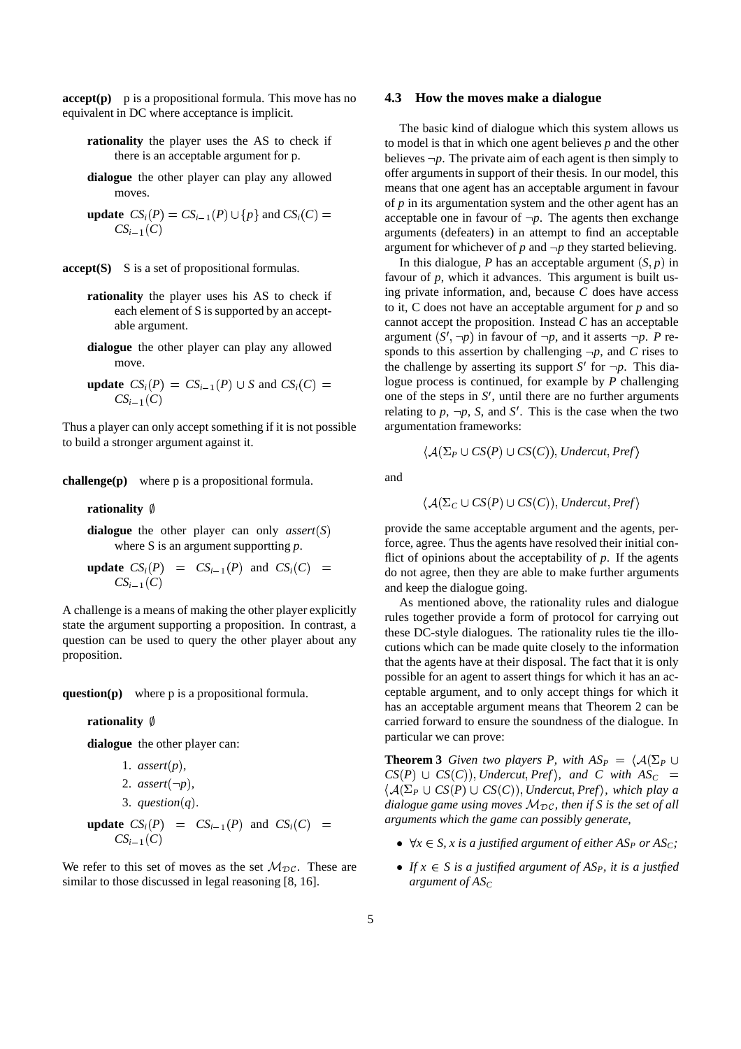**accept(p)** p is a propositional formula. This move has no equivalent in DC where acceptance is implicit.

> **rationality** the player uses the AS to check if there is an acceptable argument for p.
>
> **dialogue** the other player can play any allowed moves.
>
> **update** $CS_i(P) = CS_{i-1}(P) \cup \{p\}$ and $CS_i(C) = CS_{i-1}(C)$

**accept(S)** S is a set of propositional formulas.

> **rationality** the player uses his AS to check if each element of S is supported by an acceptable argument.
>
> **dialogue** the other player can play any allowed move.
>
> **update** $CS_i(P) = CS_{i-1}(P) \cup S$ and $CS_i(C) = CS_{i-1}(C)$

Thus a player can only accept something if it is not possible to build a stronger argument against it.

**challenge(p)** where p is a propositional formula.

> **rationality** $\emptyset$
>
> **dialogue** the other player can only $assert(S)$ where S is an argument supportting $p$.
>
> **update** $CS_i(P) = CS_{i-1}(P)$ and $CS_i(C) = CS_{i-1}(C)$

A challenge is a means of making the other player explicitly state the argument supporting a proposition. In contrast, a question can be used to query the other player about any proposition.

**question(p)** where p is a propositional formula.

> **rationality** $\emptyset$
>
> **dialogue** the other player can:
>
> 1. $assert(p)$,
> 2. $assert(\neg p)$,
> 3. $question(q)$.
>
> **update** $CS_i(P) = CS_{i-1}(P)$ and $CS_i(C) = CS_{i-1}(C)$

We refer to this set of moves as the set $\mathcal{M}_{\mathcal{DC}}$. These are similar to those discussed in legal reasoning [8, 16].

### 4.3 How the moves make a dialogue

The basic kind of dialogue which this system allows us to model is that in which one agent believes $p$ and the other believes $\neg p$. The private aim of each agent is then simply to offer arguments in support of their thesis. In our model, this means that one agent has an acceptable argument in favour of $p$ in its argumentation system and the other agent has an acceptable one in favour of $\neg p$. The agents then exchange arguments (defeaters) in an attempt to find an acceptable argument for whichever of $p$ and $\neg p$ they started believing.

In this dialogue, $P$ has an acceptable argument $(S, p)$ in favour of $p$, which it advances. This argument is built using private information, and, because $C$ does have access to it, C does not have an acceptable argument for $p$ and so cannot accept the proposition. Instead $C$ has an acceptable argument $(S', \neg p)$ in favour of $\neg p$, and it asserts $\neg p$. $P$ responds to this assertion by challenging $\neg p$, and $C$ rises to the challenge by asserting its support $S'$ for $\neg p$. This dialogue process is continued, for example by $P$ challenging one of the steps in $S'$, until there are no further arguments relating to $p$, $\neg p$, $S$, and $S'$. This is the case when the two argumentation frameworks:

$$\langle \mathcal{A}(\Sigma_P \cup CS(P) \cup CS(C)), Undercut, Pref \rangle$$

and

$$\langle \mathcal{A}(\Sigma_C \cup CS(P) \cup CS(C)), Undercut, Pref \rangle$$

provide the same acceptable argument and the agents, perforce, agree. Thus the agents have resolved their initial conflict of opinions about the acceptability of $p$. If the agents do not agree, then they are able to make further arguments and keep the dialogue going.

As mentioned above, the rationality rules and dialogue rules together provide a form of protocol for carrying out these DC-style dialogues. The rationality rules tie the illocutions which can be made quite closely to the information that the agents have at their disposal. The fact that it is only possible for an agent to assert things for which it has an acceptable argument, and to only accept things for which it has an acceptable argument means that Theorem 2 can be carried forward to ensure the soundness of the dialogue. In particular we can prove:

**Theorem 3** *Given two players P, with $AS_P = \langle \mathcal{A}(\Sigma_P \cup CS(P) \cup CS(C)), Undercut, Pref \rangle$, and C with $AS_C = \langle \mathcal{A}(\Sigma_P \cup CS(P) \cup CS(C)), Undercut, Pref \rangle$, which play a dialogue game using moves $\mathcal{M}_{\mathcal{DC}}$, then if S is the set of all arguments which the game can possibly generate,*

- *$\forall x \in S$, x is a justified argument of either $AS_P$ or $AS_C$;*
- *If $x \in S$ is a justified argument of $AS_P$, it is a justfied argument of $AS_C$*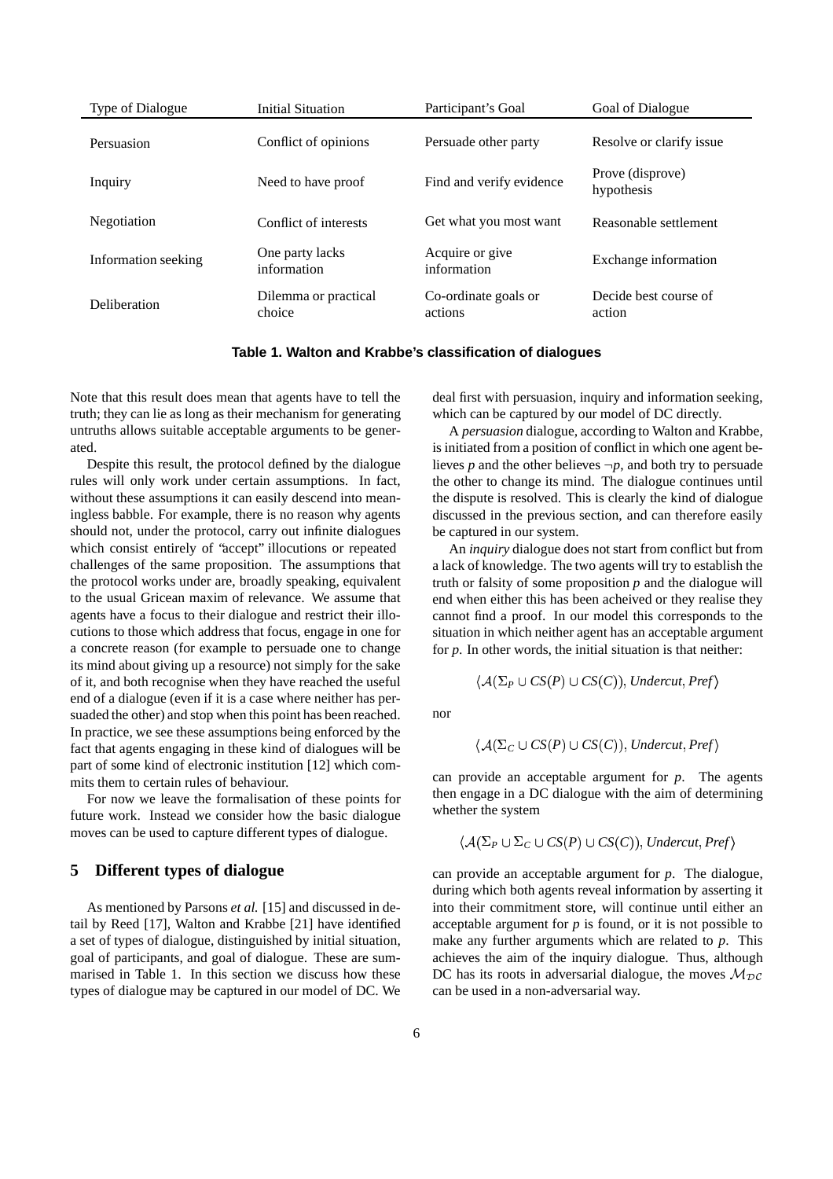| Type of Dialogue | Initial Situation | Participant's Goal | Goal of Dialogue |
|---|---|---|---|
| Persuasion | Conflict of opinions | Persuade other party | Resolve or clarify issue |
| Inquiry | Need to have proof | Find and verify evidence | Prove (disprove) hypothesis |
| Negotiation | Conflict of interests | Get what you most want | Reasonable settlement |
| Information seeking | One party lacks information | Acquire or give information | Exchange information |
| Deliberation | Dilemma or practical choice | Co-ordinate goals or actions | Decide best course of action |

**Table 1. Walton and Krabbe's classification of dialogues**

Note that this result does mean that agents have to tell the truth; they can lie as long as their mechanism for generating untruths allows suitable acceptable arguments to be generated.

Despite this result, the protocol defined by the dialogue rules will only work under certain assumptions. In fact, without these assumptions it can easily descend into meaningless babble. For example, there is no reason why agents should not, under the protocol, carry out infinite dialogues which consist entirely of "accept" illocutions or repeated challenges of the same proposition. The assumptions that the protocol works under are, broadly speaking, equivalent to the usual Gricean maxim of relevance. We assume that agents have a focus to their dialogue and restrict their illocutions to those which address that focus, engage in one for a concrete reason (for example to persuade one to change its mind about giving up a resource) not simply for the sake of it, and both recognise when they have reached the useful end of a dialogue (even if it is a case where neither has persuaded the other) and stop when this point has been reached. In practice, we see these assumptions being enforced by the fact that agents engaging in these kind of dialogues will be part of some kind of electronic institution [12] which commits them to certain rules of behaviour.

For now we leave the formalisation of these points for future work. Instead we consider how the basic dialogue moves can be used to capture different types of dialogue.

## 5 Different types of dialogue

As mentioned by Parsons *et al.* [15] and discussed in detail by Reed [17], Walton and Krabbe [21] have identified a set of types of dialogue, distinguished by initial situation, goal of participants, and goal of dialogue. These are summarised in Table 1. In this section we discuss how these types of dialogue may be captured in our model of DC. We deal first with persuasion, inquiry and information seeking, which can be captured by our model of DC directly.

A *persuasion* dialogue, according to Walton and Krabbe, is initiated from a position of conflict in which one agent believes $p$ and the other believes $\neg p$, and both try to persuade the other to change its mind. The dialogue continues until the dispute is resolved. This is clearly the kind of dialogue discussed in the previous section, and can therefore easily be captured in our system.

An *inquiry* dialogue does not start from conflict but from a lack of knowledge. The two agents will try to establish the truth or falsity of some proposition $p$ and the dialogue will end when either this has been acheived or they realise they cannot find a proof. In our model this corresponds to the situation in which neither agent has an acceptable argument for $p$. In other words, the initial situation is that neither:

$$\langle \mathcal{A}(\Sigma_P \cup CS(P) \cup CS(C)), Undercut, Pref\rangle$$

nor

$$\langle \mathcal{A}(\Sigma_C \cup CS(P) \cup CS(C)), Undercut, Pref\rangle$$

can provide an acceptable argument for $p$. The agents then engage in a DC dialogue with the aim of determining whether the system

$$\langle \mathcal{A}(\Sigma_P \cup \Sigma_C \cup CS(P) \cup CS(C)), Undercut, Pref\rangle$$

can provide an acceptable argument for $p$. The dialogue, during which both agents reveal information by asserting it into their commitment store, will continue until either an acceptable argument for $p$ is found, or it is not possible to make any further arguments which are related to $p$. This achieves the aim of the inquiry dialogue. Thus, although DC has its roots in adversarial dialogue, the moves $\mathcal{M}_{\mathcal{DC}}$ can be used in a non-adversarial way.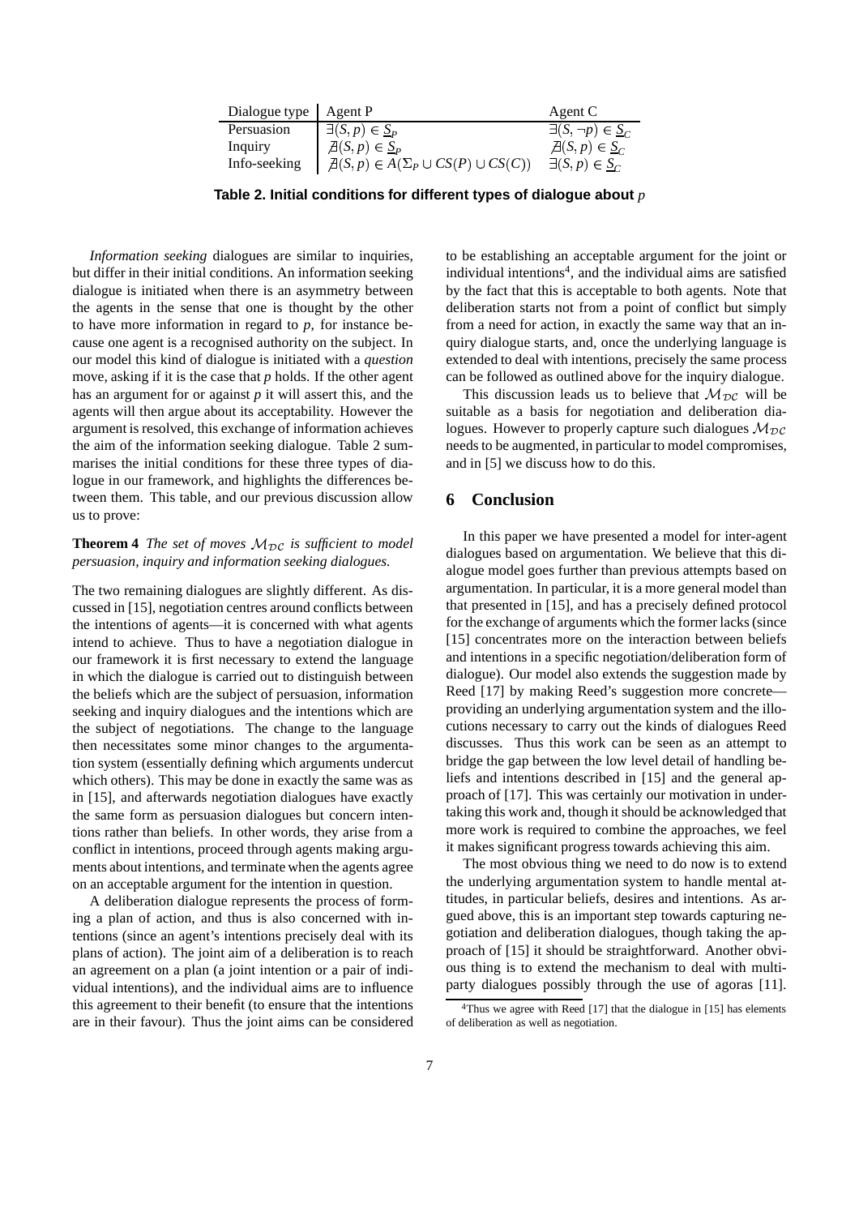| Dialogue type | Agent P | Agent C |
|---|---|---|
| Persuasion | $\exists(S, p) \in \underline{S}_P$ | $\exists(S, \neg p) \in \underline{S}_C$ |
| Inquiry | $\nexists(S, p) \in \underline{S}_P$ | $\nexists(S, p) \in \underline{S}_C$ |
| Info-seeking | $\nexists(S, p) \in A(\Sigma_P \cup CS(P) \cup CS(C))$ | $\exists(S, p) \in \underline{S}_C$ |

**Table 2. Initial conditions for different types of dialogue about $p$**

*Information seeking* dialogues are similar to inquiries, but differ in their initial conditions. An information seeking dialogue is initiated when there is an asymmetry between the agents in the sense that one is thought by the other to have more information in regard to $p$, for instance because one agent is a recognised authority on the subject. In our model this kind of dialogue is initiated with a *question* move, asking if it is the case that $p$ holds. If the other agent has an argument for or against $p$ it will assert this, and the agents will then argue about its acceptability. However the argument is resolved, this exchange of information achieves the aim of the information seeking dialogue. Table 2 summarises the initial conditions for these three types of dialogue in our framework, and highlights the differences between them. This table, and our previous discussion allow us to prove:

**Theorem 4** *The set of moves $\mathcal{M}_{\mathcal{DC}}$ is sufficient to model persuasion, inquiry and information seeking dialogues.*

The two remaining dialogues are slightly different. As discussed in [15], negotiation centres around conflicts between the intentions of agents—it is concerned with what agents intend to achieve. Thus to have a negotiation dialogue in our framework it is first necessary to extend the language in which the dialogue is carried out to distinguish between the beliefs which are the subject of persuasion, information seeking and inquiry dialogues and the intentions which are the subject of negotiations. The change to the language then necessitates some minor changes to the argumentation system (essentially defining which arguments undercut which others). This may be done in exactly the same was as in [15], and afterwards negotiation dialogues have exactly the same form as persuasion dialogues but concern intentions rather than beliefs. In other words, they arise from a conflict in intentions, proceed through agents making arguments about intentions, and terminate when the agents agree on an acceptable argument for the intention in question.

A deliberation dialogue represents the process of forming a plan of action, and thus is also concerned with intentions (since an agent's intentions precisely deal with its plans of action). The joint aim of a deliberation is to reach an agreement on a plan (a joint intention or a pair of individual intentions), and the individual aims are to influence this agreement to their benefit (to ensure that the intentions are in their favour). Thus the joint aims can be considered to be establishing an acceptable argument for the joint or individual intentions[4], and the individual aims are satisfied by the fact that this is acceptable to both agents. Note that deliberation starts not from a point of conflict but simply from a need for action, in exactly the same way that an inquiry dialogue starts, and, once the underlying language is extended to deal with intentions, precisely the same process can be followed as outlined above for the inquiry dialogue.

This discussion leads us to believe that $\mathcal{M}_{\mathcal{DC}}$ will be suitable as a basis for negotiation and deliberation dialogues. However to properly capture such dialogues $\mathcal{M}_{\mathcal{DC}}$ needs to be augmented, in particular to model compromises, and in [5] we discuss how to do this.

## 6 Conclusion

In this paper we have presented a model for inter-agent dialogues based on argumentation. We believe that this dialogue model goes further than previous attempts based on argumentation. In particular, it is a more general model than that presented in [15], and has a precisely defined protocol for the exchange of arguments which the former lacks (since [15] concentrates more on the interaction between beliefs and intentions in a specific negotiation/deliberation form of dialogue). Our model also extends the suggestion made by Reed [17] by making Reed's suggestion more concrete—providing an underlying argumentation system and the illocutions necessary to carry out the kinds of dialogues Reed discusses. Thus this work can be seen as an attempt to bridge the gap between the low level detail of handling beliefs and intentions described in [15] and the general approach of [17]. This was certainly our motivation in undertaking this work and, though it should be acknowledged that more work is required to combine the approaches, we feel it makes significant progress towards achieving this aim.

The most obvious thing we need to do now is to extend the underlying argumentation system to handle mental attitudes, in particular beliefs, desires and intentions. As argued above, this is an important step towards capturing negotiation and deliberation dialogues, though taking the approach of [15] it should be straightforward. Another obvious thing is to extend the mechanism to deal with multi-party dialogues possibly through the use of agoras [11].

[4] Thus we agree with Reed [17] that the dialogue in [15] has elements of deliberation as well as negotiation.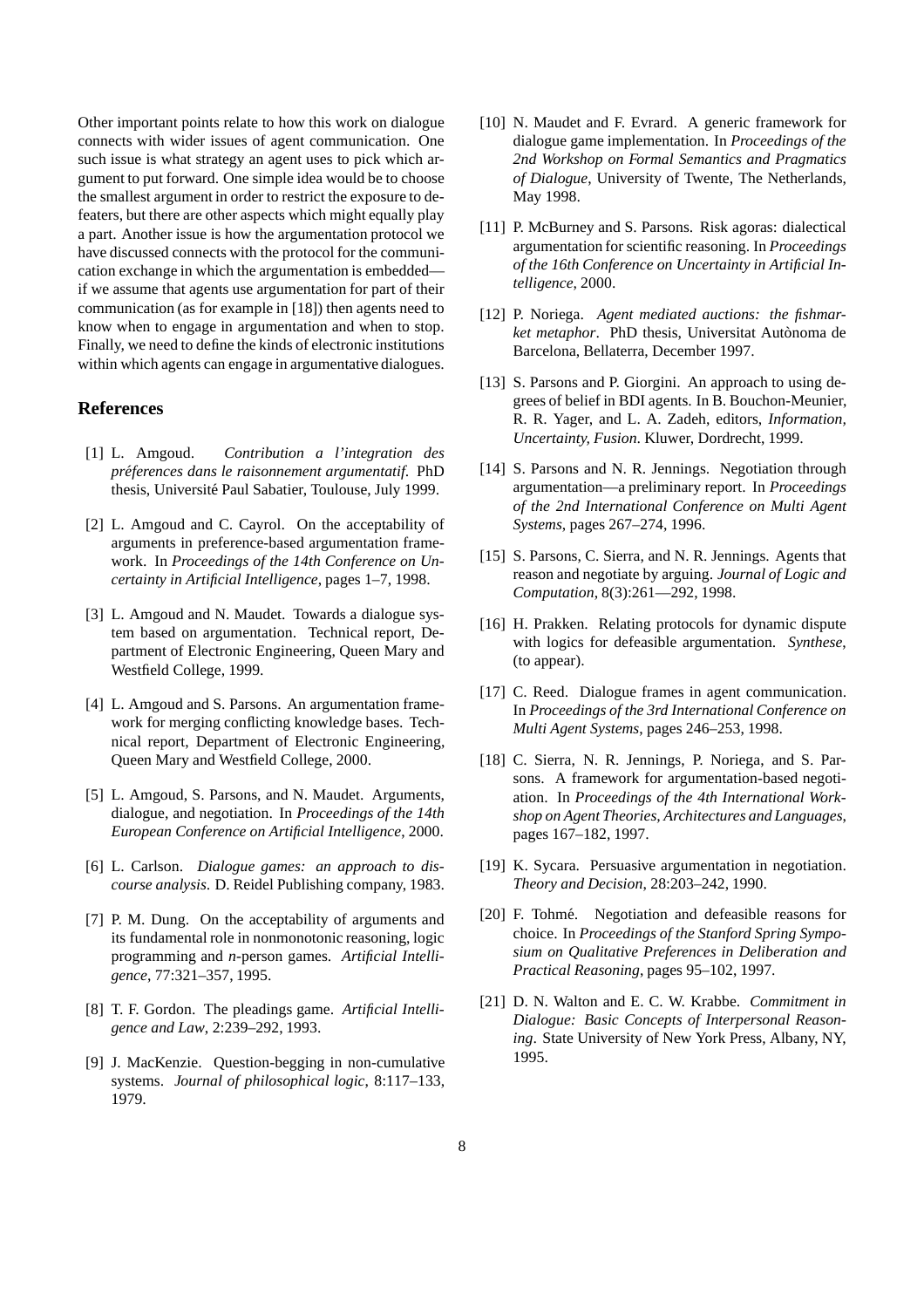Other important points relate to how this work on dialogue connects with wider issues of agent communication. One such issue is what strategy an agent uses to pick which argument to put forward. One simple idea would be to choose the smallest argument in order to restrict the exposure to defeaters, but there are other aspects which might equally play a part. Another issue is how the argumentation protocol we have discussed connects with the protocol for the communication exchange in which the argumentation is embedded—if we assume that agents use argumentation for part of their communication (as for example in [18]) then agents need to know when to engage in argumentation and when to stop. Finally, we need to define the kinds of electronic institutions within which agents can engage in argumentative dialogues.

## References

[1] L. Amgoud. *Contribution a l'integration des préferences dans le raisonnement argumentatif.* PhD thesis, Université Paul Sabatier, Toulouse, July 1999.

[2] L. Amgoud and C. Cayrol. On the acceptability of arguments in preference-based argumentation framework. In *Proceedings of the 14th Conference on Uncertainty in Artificial Intelligence*, pages 1–7, 1998.

[3] L. Amgoud and N. Maudet. Towards a dialogue system based on argumentation. Technical report, Department of Electronic Engineering, Queen Mary and Westfield College, 1999.

[4] L. Amgoud and S. Parsons. An argumentation framework for merging conflicting knowledge bases. Technical report, Department of Electronic Engineering, Queen Mary and Westfield College, 2000.

[5] L. Amgoud, S. Parsons, and N. Maudet. Arguments, dialogue, and negotiation. In *Proceedings of the 14th European Conference on Artificial Intelligence*, 2000.

[6] L. Carlson. *Dialogue games: an approach to discourse analysis.* D. Reidel Publishing company, 1983.

[7] P. M. Dung. On the acceptability of arguments and its fundamental role in nonmonotonic reasoning, logic programming and *n*-person games. *Artificial Intelligence*, 77:321–357, 1995.

[8] T. F. Gordon. The pleadings game. *Artificial Intelligence and Law*, 2:239–292, 1993.

[9] J. MacKenzie. Question-begging in non-cumulative systems. *Journal of philosophical logic*, 8:117–133, 1979.

[10] N. Maudet and F. Evrard. A generic framework for dialogue game implementation. In *Proceedings of the 2nd Workshop on Formal Semantics and Pragmatics of Dialogue*, University of Twente, The Netherlands, May 1998.

[11] P. McBurney and S. Parsons. Risk agoras: dialectical argumentation for scientific reasoning. In *Proceedings of the 16th Conference on Uncertainty in Artificial Intelligence*, 2000.

[12] P. Noriega. *Agent mediated auctions: the fishmarket metaphor*. PhD thesis, Universitat Autònoma de Barcelona, Bellaterra, December 1997.

[13] S. Parsons and P. Giorgini. An approach to using degrees of belief in BDI agents. In B. Bouchon-Meunier, R. R. Yager, and L. A. Zadeh, editors, *Information, Uncertainty, Fusion*. Kluwer, Dordrecht, 1999.

[14] S. Parsons and N. R. Jennings. Negotiation through argumentation—a preliminary report. In *Proceedings of the 2nd International Conference on Multi Agent Systems*, pages 267–274, 1996.

[15] S. Parsons, C. Sierra, and N. R. Jennings. Agents that reason and negotiate by arguing. *Journal of Logic and Computation*, 8(3):261—292, 1998.

[16] H. Prakken. Relating protocols for dynamic dispute with logics for defeasible argumentation. *Synthese*, (to appear).

[17] C. Reed. Dialogue frames in agent communication. In *Proceedings of the 3rd International Conference on Multi Agent Systems*, pages 246–253, 1998.

[18] C. Sierra, N. R. Jennings, P. Noriega, and S. Parsons. A framework for argumentation-based negotiation. In *Proceedings of the 4th International Workshop on Agent Theories, Architectures and Languages*, pages 167–182, 1997.

[19] K. Sycara. Persuasive argumentation in negotiation. *Theory and Decision*, 28:203–242, 1990.

[20] F. Tohmé. Negotiation and defeasible reasons for choice. In *Proceedings of the Stanford Spring Symposium on Qualitative Preferences in Deliberation and Practical Reasoning*, pages 95–102, 1997.

[21] D. N. Walton and E. C. W. Krabbe. *Commitment in Dialogue: Basic Concepts of Interpersonal Reasoning*. State University of New York Press, Albany, NY, 1995.